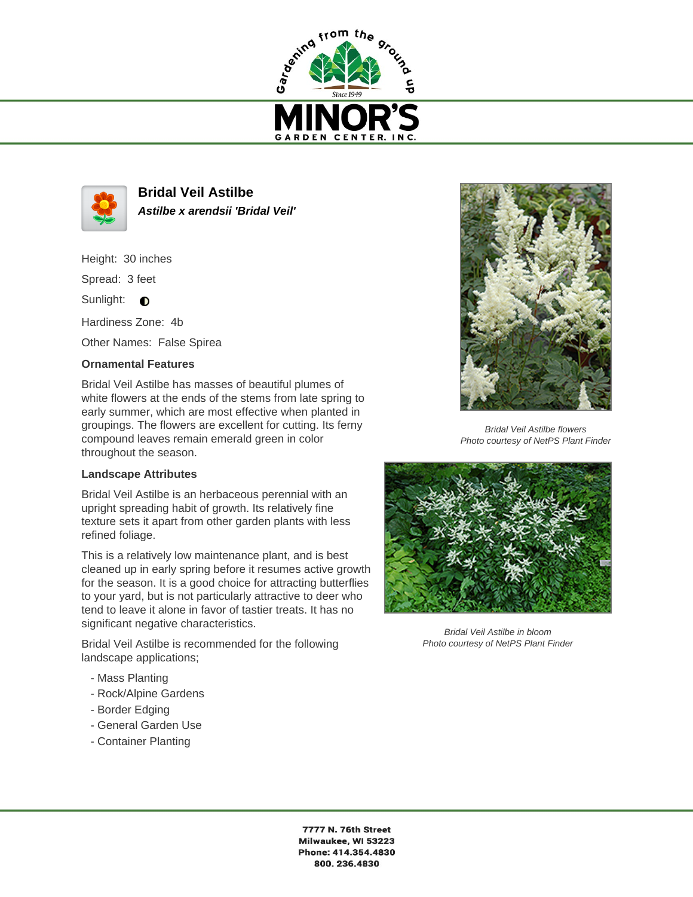# Bridal Veil Astilbe

***Astilbe x arendsii 'Bridal Veil'***

Height: 30 inches

Spread: 3 feet

Sunlight: ◐

Hardiness Zone: 4b

Other Names: False Spirea

### Ornamental Features

Bridal Veil Astilbe has masses of beautiful plumes of white flowers at the ends of the stems from late spring to early summer, which are most effective when planted in groupings. The flowers are excellent for cutting. Its ferny compound leaves remain emerald green in color throughout the season.

### Landscape Attributes

Bridal Veil Astilbe is an herbaceous perennial with an upright spreading habit of growth. Its relatively fine texture sets it apart from other garden plants with less refined foliage.

This is a relatively low maintenance plant, and is best cleaned up in early spring before it resumes active growth for the season. It is a good choice for attracting butterflies to your yard, but is not particularly attractive to deer who tend to leave it alone in favor of tastier treats. It has no significant negative characteristics.

Bridal Veil Astilbe is recommended for the following landscape applications;

- Mass Planting
- Rock/Alpine Gardens
- Border Edging
- General Garden Use
- Container Planting

*Bridal Veil Astilbe flowers*
*Photo courtesy of NetPS Plant Finder*

*Bridal Veil Astilbe in bloom*
*Photo courtesy of NetPS Plant Finder*

**7777 N. 76th Street**
**Milwaukee, WI 53223**
**Phone: 414.354.4830**
**800. 236.4830**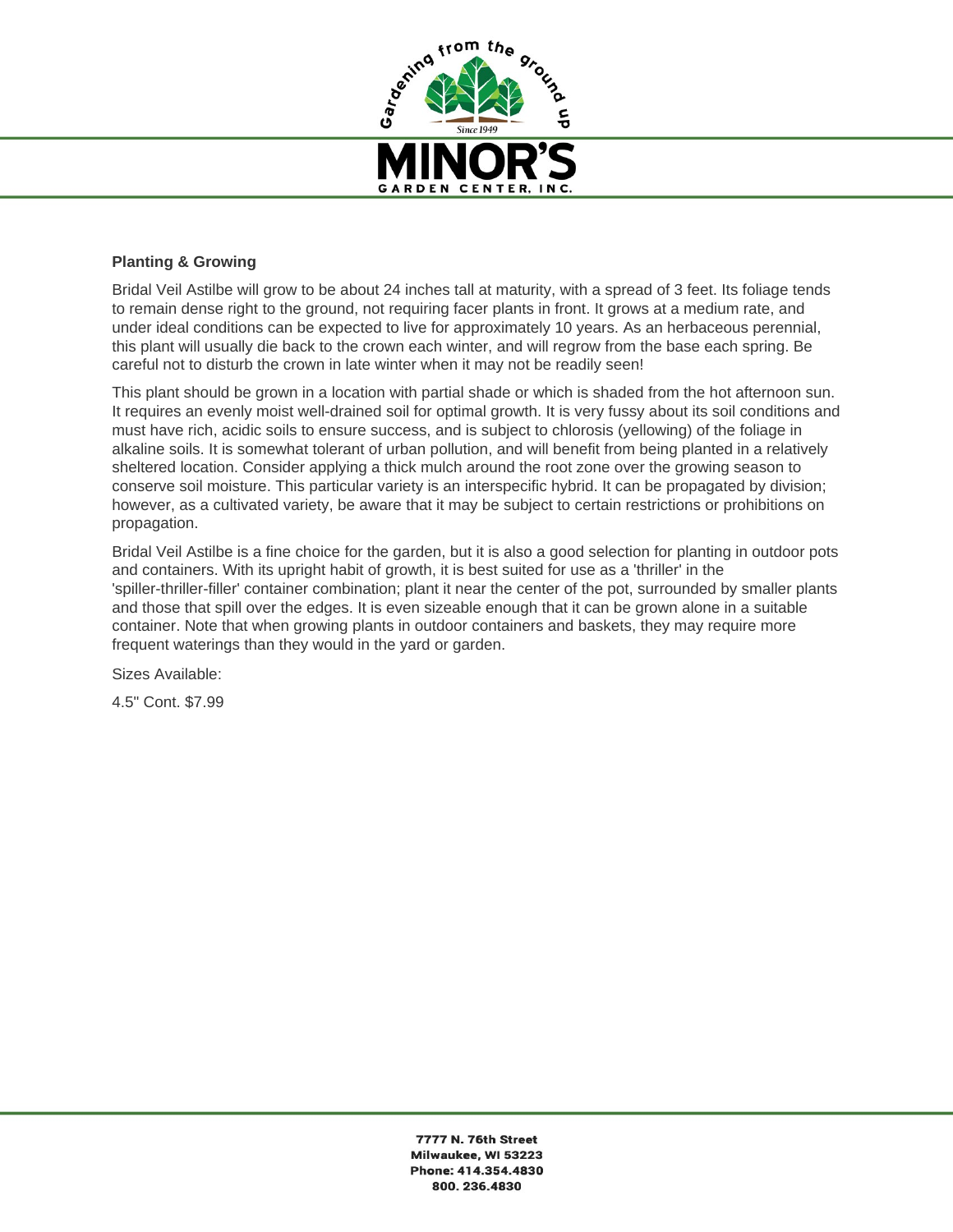**Planting & Growing**

Bridal Veil Astilbe will grow to be about 24 inches tall at maturity, with a spread of 3 feet. Its foliage tends to remain dense right to the ground, not requiring facer plants in front. It grows at a medium rate, and under ideal conditions can be expected to live for approximately 10 years. As an herbaceous perennial, this plant will usually die back to the crown each winter, and will regrow from the base each spring. Be careful not to disturb the crown in late winter when it may not be readily seen!

This plant should be grown in a location with partial shade or which is shaded from the hot afternoon sun. It requires an evenly moist well-drained soil for optimal growth. It is very fussy about its soil conditions and must have rich, acidic soils to ensure success, and is subject to chlorosis (yellowing) of the foliage in alkaline soils. It is somewhat tolerant of urban pollution, and will benefit from being planted in a relatively sheltered location. Consider applying a thick mulch around the root zone over the growing season to conserve soil moisture. This particular variety is an interspecific hybrid. It can be propagated by division; however, as a cultivated variety, be aware that it may be subject to certain restrictions or prohibitions on propagation.

Bridal Veil Astilbe is a fine choice for the garden, but it is also a good selection for planting in outdoor pots and containers. With its upright habit of growth, it is best suited for use as a 'thriller' in the 'spiller-thriller-filler' container combination; plant it near the center of the pot, surrounded by smaller plants and those that spill over the edges. It is even sizeable enough that it can be grown alone in a suitable container. Note that when growing plants in outdoor containers and baskets, they may require more frequent waterings than they would in the yard or garden.

Sizes Available:

4.5" Cont. $7.99